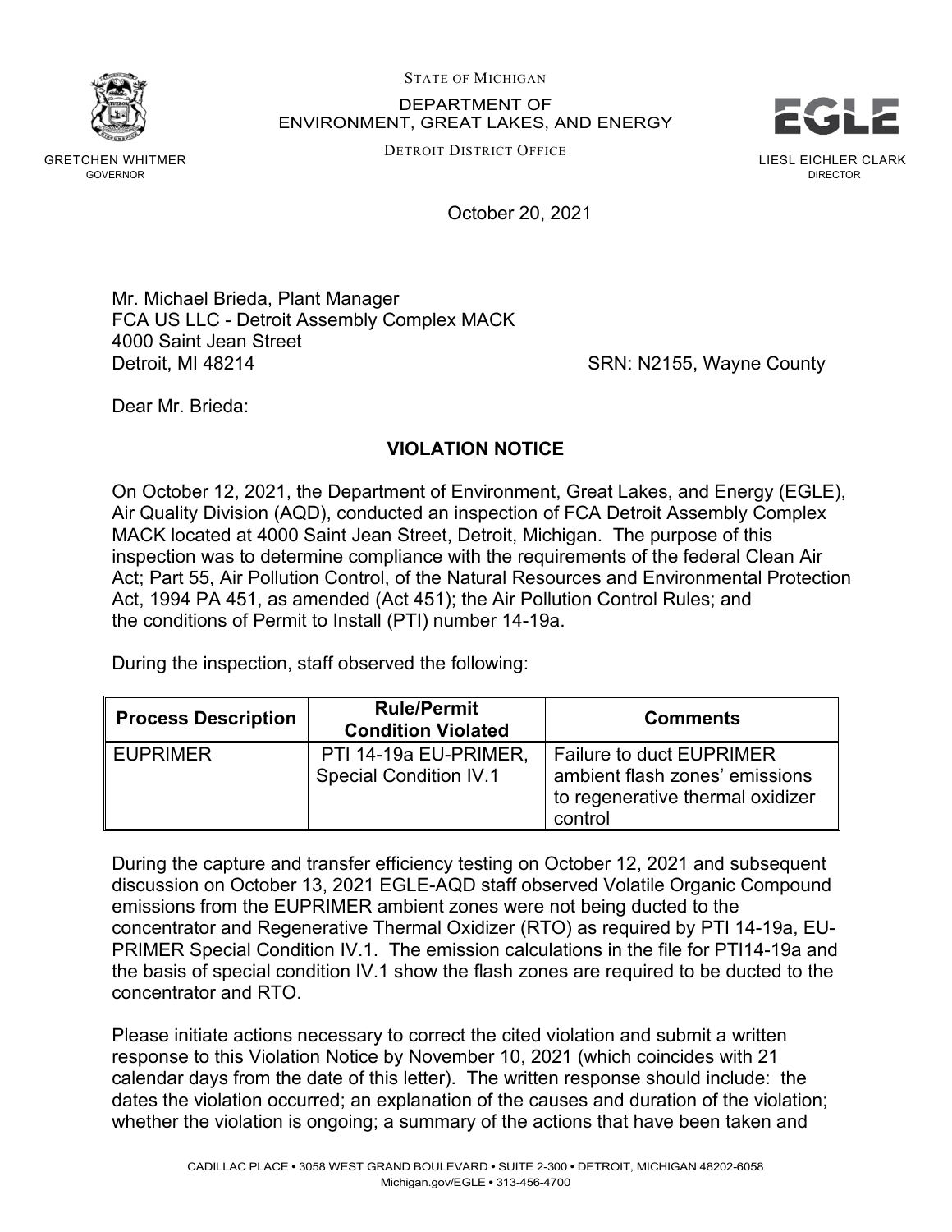STATE OF MICHIGAN

DEPARTMENT OF
ENVIRONMENT, GREAT LAKES, AND ENERGY

DETROIT DISTRICT OFFICE

GRETCHEN WHITMER
GOVERNOR

LIESL EICHLER CLARK
DIRECTOR

October 20, 2021

Mr. Michael Brieda, Plant Manager
FCA US LLC - Detroit Assembly Complex MACK
4000 Saint Jean Street
Detroit, MI 48214

SRN: N2155, Wayne County

Dear Mr. Brieda:

**VIOLATION NOTICE**

On October 12, 2021, the Department of Environment, Great Lakes, and Energy (EGLE), Air Quality Division (AQD), conducted an inspection of FCA Detroit Assembly Complex MACK located at 4000 Saint Jean Street, Detroit, Michigan. The purpose of this inspection was to determine compliance with the requirements of the federal Clean Air Act; Part 55, Air Pollution Control, of the Natural Resources and Environmental Protection Act, 1994 PA 451, as amended (Act 451); the Air Pollution Control Rules; and the conditions of Permit to Install (PTI) number 14-19a.

During the inspection, staff observed the following:

| Process Description | Rule/Permit Condition Violated | Comments |
|---|---|---|
| EUPRIMER | PTI 14-19a EU-PRIMER, Special Condition IV.1 | Failure to duct EUPRIMER ambient flash zones' emissions to regenerative thermal oxidizer control |

During the capture and transfer efficiency testing on October 12, 2021 and subsequent discussion on October 13, 2021 EGLE-AQD staff observed Volatile Organic Compound emissions from the EUPRIMER ambient zones were not being ducted to the concentrator and Regenerative Thermal Oxidizer (RTO) as required by PTI 14-19a, EU-PRIMER Special Condition IV.1. The emission calculations in the file for PTI14-19a and the basis of special condition IV.1 show the flash zones are required to be ducted to the concentrator and RTO.

Please initiate actions necessary to correct the cited violation and submit a written response to this Violation Notice by November 10, 2021 (which coincides with 21 calendar days from the date of this letter). The written response should include: the dates the violation occurred; an explanation of the causes and duration of the violation; whether the violation is ongoing; a summary of the actions that have been taken and

CADILLAC PLACE • 3058 WEST GRAND BOULEVARD • SUITE 2-300 • DETROIT, MICHIGAN 48202-6058
Michigan.gov/EGLE • 313-456-4700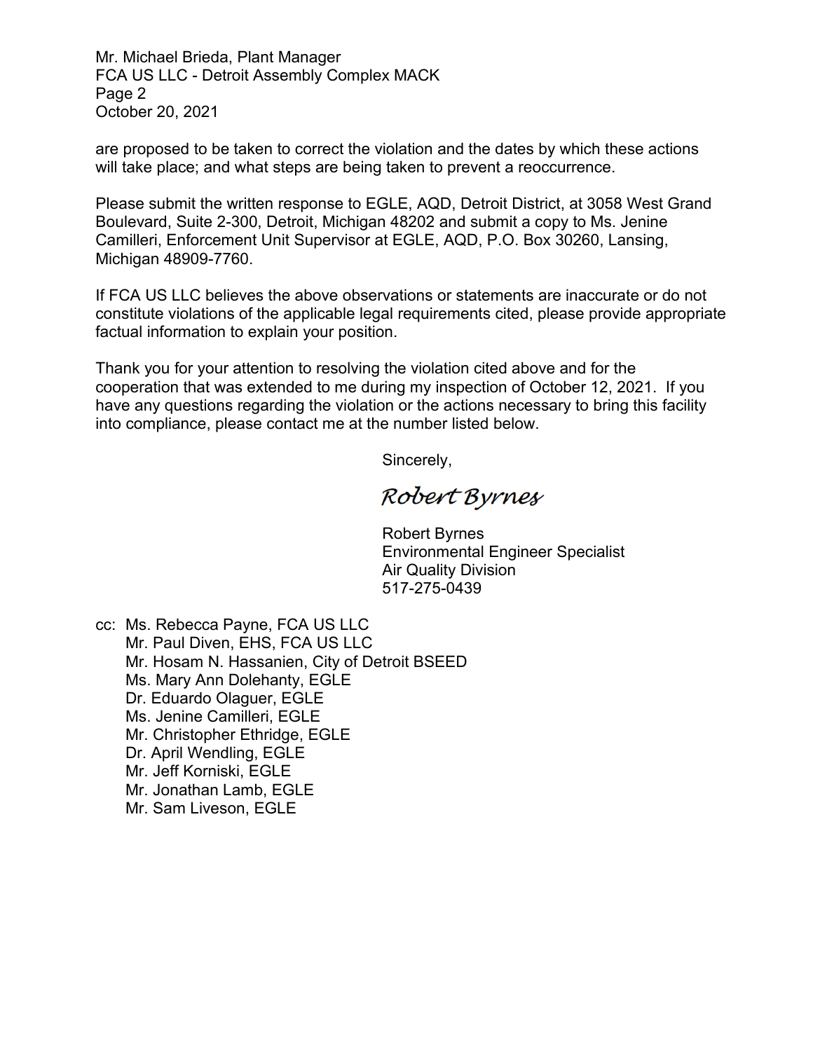Mr. Michael Brieda, Plant Manager
FCA US LLC - Detroit Assembly Complex MACK
Page 2
October 20, 2021

are proposed to be taken to correct the violation and the dates by which these actions will take place; and what steps are being taken to prevent a reoccurrence.

Please submit the written response to EGLE, AQD, Detroit District, at 3058 West Grand Boulevard, Suite 2-300, Detroit, Michigan 48202 and submit a copy to Ms. Jenine Camilleri, Enforcement Unit Supervisor at EGLE, AQD, P.O. Box 30260, Lansing, Michigan 48909-7760.

If FCA US LLC believes the above observations or statements are inaccurate or do not constitute violations of the applicable legal requirements cited, please provide appropriate factual information to explain your position.

Thank you for your attention to resolving the violation cited above and for the cooperation that was extended to me during my inspection of October 12, 2021. If you have any questions regarding the violation or the actions necessary to bring this facility into compliance, please contact me at the number listed below.

Sincerely,

*Robert Byrnes*

Robert Byrnes
Environmental Engineer Specialist
Air Quality Division
517-275-0439

cc: Ms. Rebecca Payne, FCA US LLC
Mr. Paul Diven, EHS, FCA US LLC
Mr. Hosam N. Hassanien, City of Detroit BSEED
Ms. Mary Ann Dolehanty, EGLE
Dr. Eduardo Olaguer, EGLE
Ms. Jenine Camilleri, EGLE
Mr. Christopher Ethridge, EGLE
Dr. April Wendling, EGLE
Mr. Jeff Korniski, EGLE
Mr. Jonathan Lamb, EGLE
Mr. Sam Liveson, EGLE